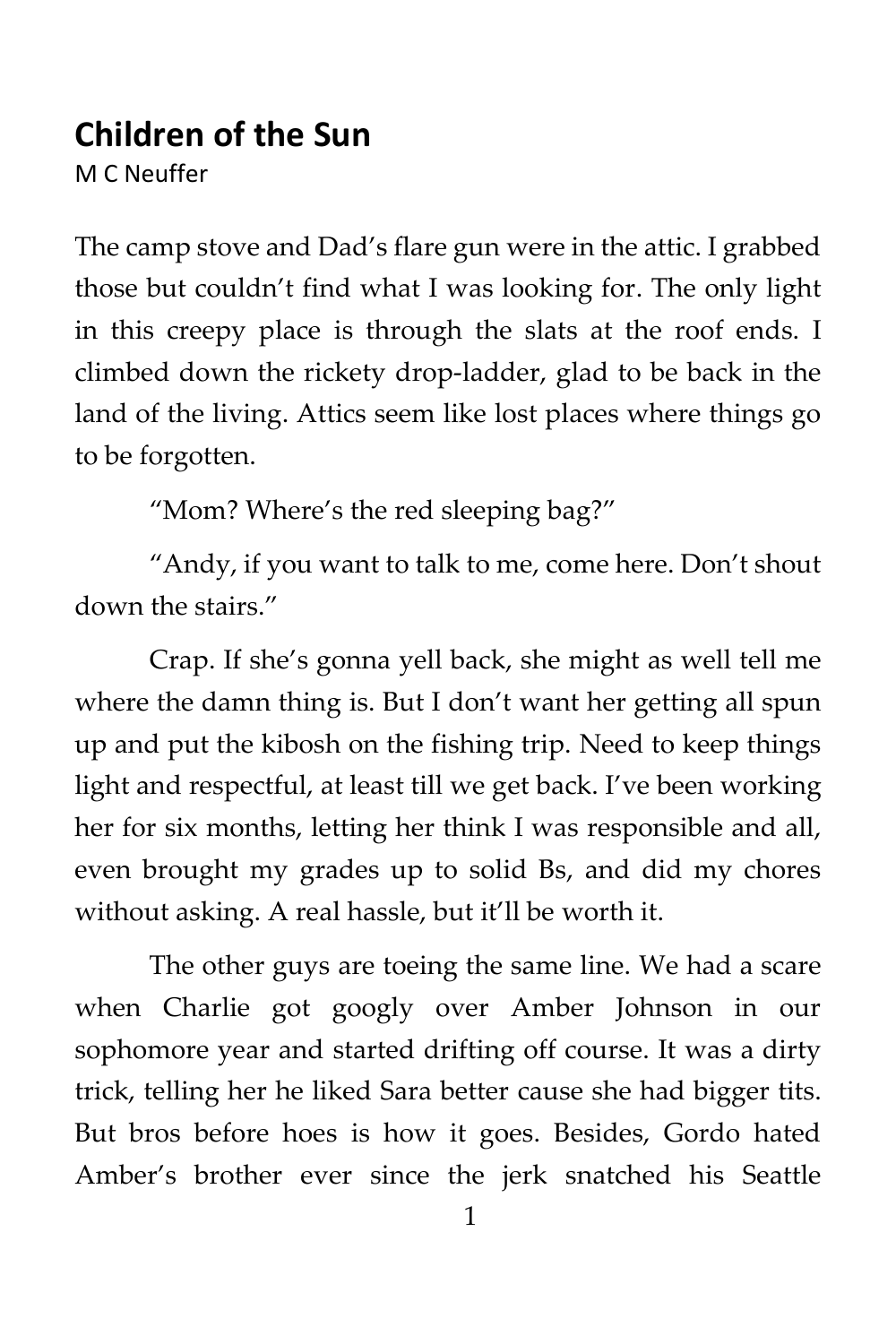# Children of the Sun

M C Neuffer

The camp stove and Dad's flare gun were in the attic. I grabbed those but couldn't find what I was looking for. The only light in this creepy place is through the slats at the roof ends. I climbed down the rickety drop-ladder, glad to be back in the land of the living. Attics seem like lost places where things go to be forgotten.

"Mom? Where's the red sleeping bag?"

"Andy, if you want to talk to me, come here. Don't shout down the stairs."

Crap. If she's gonna yell back, she might as well tell me where the damn thing is. But I don't want her getting all spun up and put the kibosh on the fishing trip. Need to keep things light and respectful, at least till we get back. I've been working her for six months, letting her think I was responsible and all, even brought my grades up to solid Bs, and did my chores without asking. A real hassle, but it'll be worth it.

The other guys are toeing the same line. We had a scare when Charlie got googly over Amber Johnson in our sophomore year and started drifting off course. It was a dirty trick, telling her he liked Sara better cause she had bigger tits. But bros before hoes is how it goes. Besides, Gordo hated Amber's brother ever since the jerk snatched his Seattle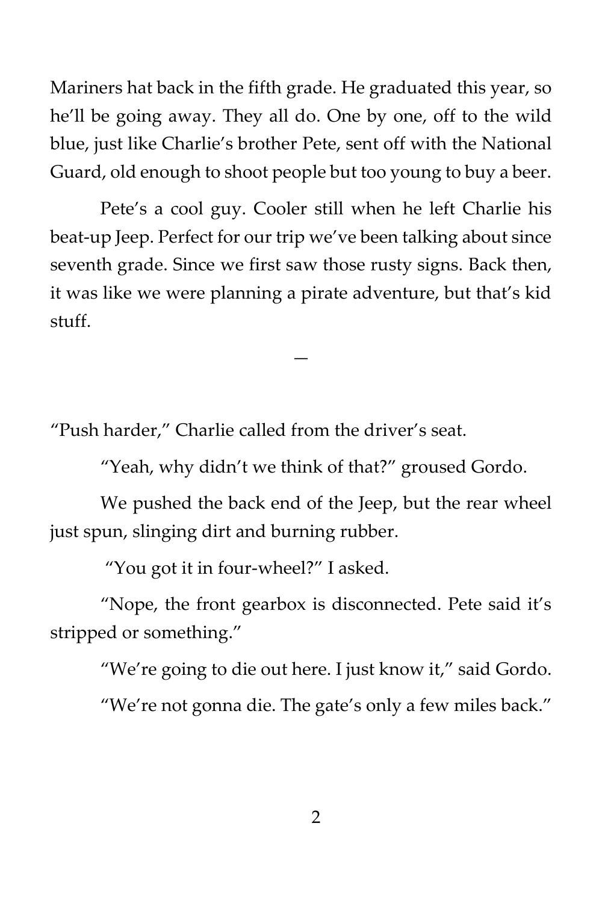Mariners hat back in the fifth grade. He graduated this year, so he'll be going away. They all do. One by one, off to the wild blue, just like Charlie's brother Pete, sent off with the National Guard, old enough to shoot people but too young to buy a beer.

Pete's a cool guy. Cooler still when he left Charlie his beat-up Jeep. Perfect for our trip we've been talking about since seventh grade. Since we first saw those rusty signs. Back then, it was like we were planning a pirate adventure, but that's kid stuff.

—

"Push harder," Charlie called from the driver's seat.

"Yeah, why didn't we think of that?" groused Gordo.

We pushed the back end of the Jeep, but the rear wheel just spun, slinging dirt and burning rubber.

"You got it in four-wheel?" I asked.

"Nope, the front gearbox is disconnected. Pete said it's stripped or something."

"We're going to die out here. I just know it," said Gordo.

"We're not gonna die. The gate's only a few miles back."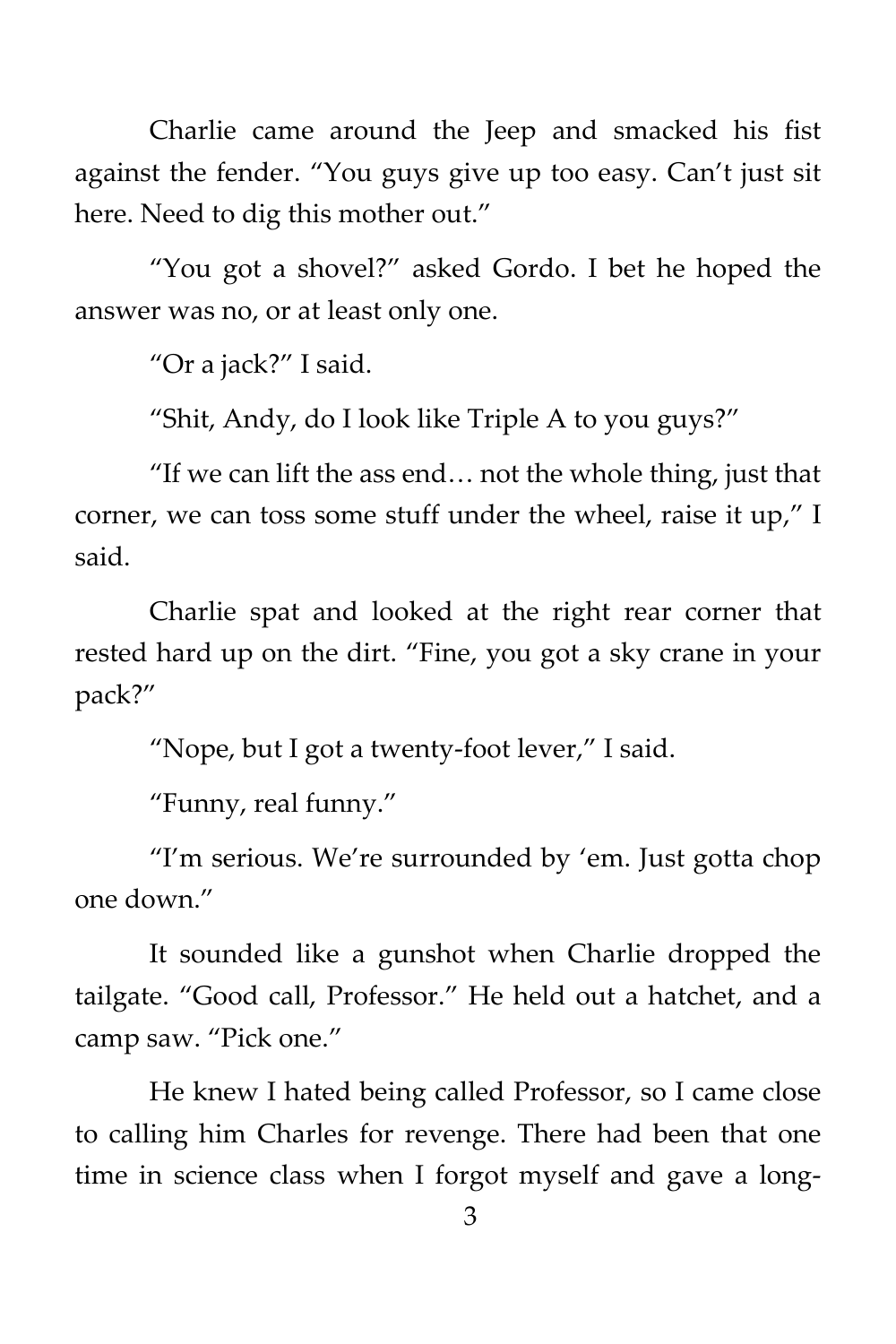Charlie came around the Jeep and smacked his fist against the fender. "You guys give up too easy. Can't just sit here. Need to dig this mother out."

"You got a shovel?" asked Gordo. I bet he hoped the answer was no, or at least only one.

"Or a jack?" I said.

"Shit, Andy, do I look like Triple A to you guys?"

"If we can lift the ass end… not the whole thing, just that corner, we can toss some stuff under the wheel, raise it up," I said.

Charlie spat and looked at the right rear corner that rested hard up on the dirt. "Fine, you got a sky crane in your pack?"

"Nope, but I got a twenty-foot lever," I said.

"Funny, real funny."

"I'm serious. We're surrounded by 'em. Just gotta chop one down."

It sounded like a gunshot when Charlie dropped the tailgate. "Good call, Professor." He held out a hatchet, and a camp saw. "Pick one."

He knew I hated being called Professor, so I came close to calling him Charles for revenge. There had been that one time in science class when I forgot myself and gave a long-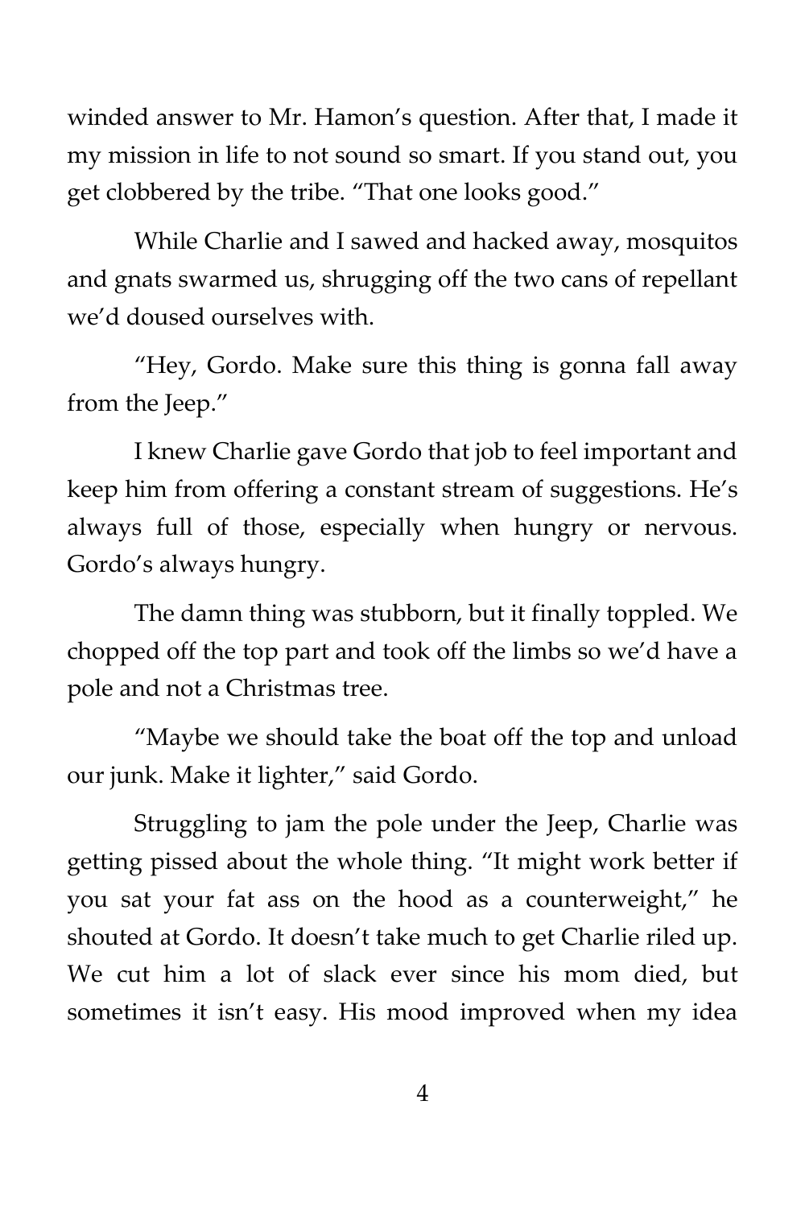winded answer to Mr. Hamon's question. After that, I made it my mission in life to not sound so smart. If you stand out, you get clobbered by the tribe. "That one looks good."

While Charlie and I sawed and hacked away, mosquitos and gnats swarmed us, shrugging off the two cans of repellant we'd doused ourselves with.

"Hey, Gordo. Make sure this thing is gonna fall away from the Jeep."

I knew Charlie gave Gordo that job to feel important and keep him from offering a constant stream of suggestions. He's always full of those, especially when hungry or nervous. Gordo's always hungry.

The damn thing was stubborn, but it finally toppled. We chopped off the top part and took off the limbs so we'd have a pole and not a Christmas tree.

"Maybe we should take the boat off the top and unload our junk. Make it lighter," said Gordo.

Struggling to jam the pole under the Jeep, Charlie was getting pissed about the whole thing. "It might work better if you sat your fat ass on the hood as a counterweight," he shouted at Gordo. It doesn't take much to get Charlie riled up. We cut him a lot of slack ever since his mom died, but sometimes it isn't easy. His mood improved when my idea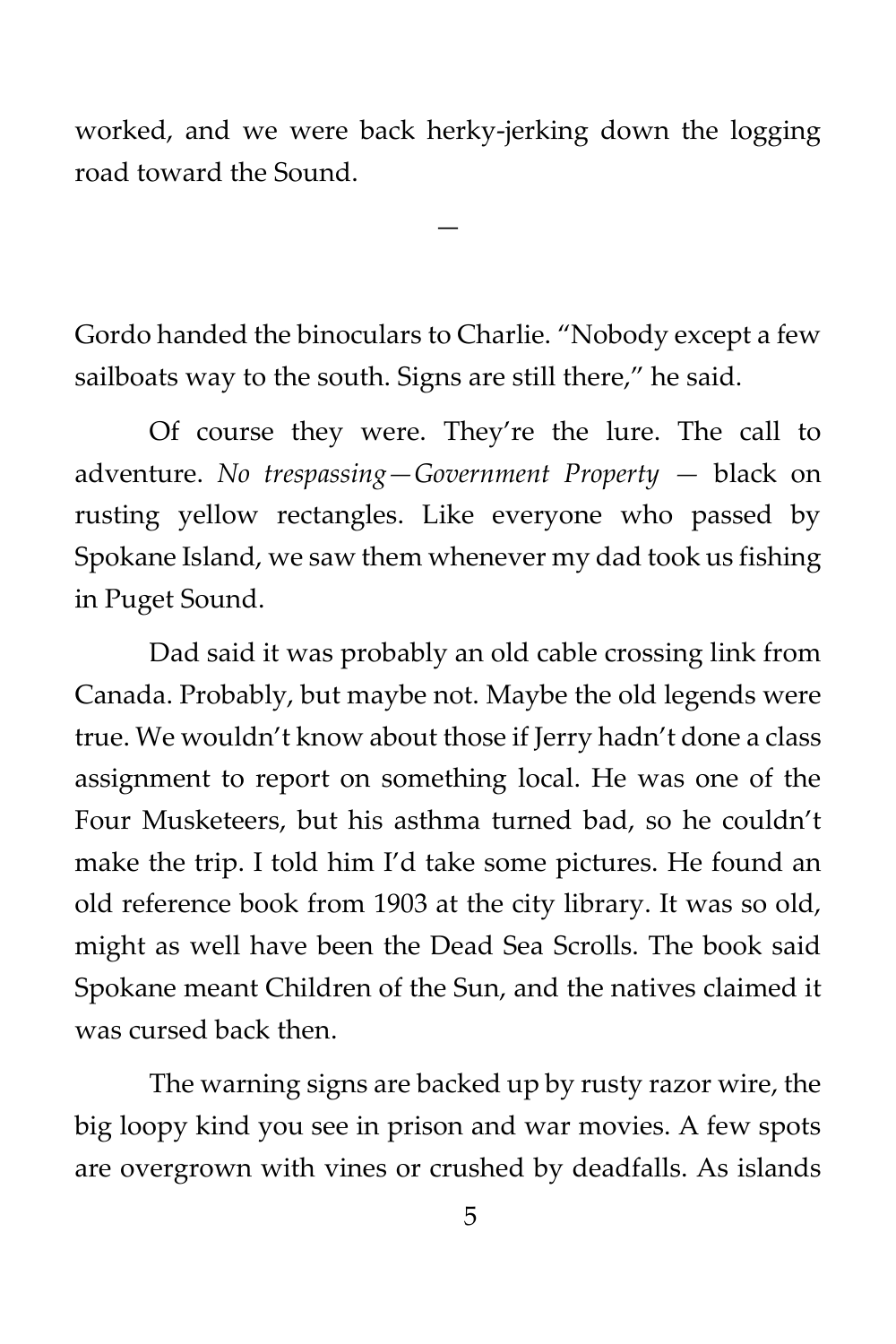worked, and we were back herky-jerking down the logging road toward the Sound.

—

Gordo handed the binoculars to Charlie. "Nobody except a few sailboats way to the south. Signs are still there," he said.

Of course they were. They're the lure. The call to adventure. *No trespassing—Government Property* — black on rusting yellow rectangles. Like everyone who passed by Spokane Island, we saw them whenever my dad took us fishing in Puget Sound.

Dad said it was probably an old cable crossing link from Canada. Probably, but maybe not. Maybe the old legends were true. We wouldn't know about those if Jerry hadn't done a class assignment to report on something local. He was one of the Four Musketeers, but his asthma turned bad, so he couldn't make the trip. I told him I'd take some pictures. He found an old reference book from 1903 at the city library. It was so old, might as well have been the Dead Sea Scrolls. The book said Spokane meant Children of the Sun, and the natives claimed it was cursed back then.

The warning signs are backed up by rusty razor wire, the big loopy kind you see in prison and war movies. A few spots are overgrown with vines or crushed by deadfalls. As islands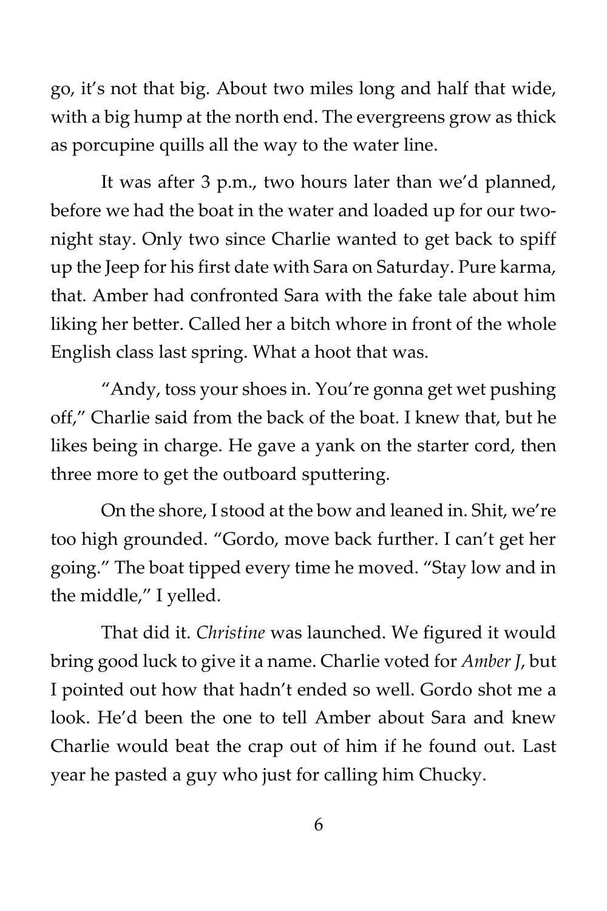go, it's not that big. About two miles long and half that wide, with a big hump at the north end. The evergreens grow as thick as porcupine quills all the way to the water line.

It was after 3 p.m., two hours later than we'd planned, before we had the boat in the water and loaded up for our two-night stay. Only two since Charlie wanted to get back to spiff up the Jeep for his first date with Sara on Saturday. Pure karma, that. Amber had confronted Sara with the fake tale about him liking her better. Called her a bitch whore in front of the whole English class last spring. What a hoot that was.

"Andy, toss your shoes in. You're gonna get wet pushing off," Charlie said from the back of the boat. I knew that, but he likes being in charge. He gave a yank on the starter cord, then three more to get the outboard sputtering.

On the shore, I stood at the bow and leaned in. Shit, we're too high grounded. "Gordo, move back further. I can't get her going." The boat tipped every time he moved. "Stay low and in the middle," I yelled.

That did it. *Christine* was launched. We figured it would bring good luck to give it a name. Charlie voted for *Amber J*, but I pointed out how that hadn't ended so well. Gordo shot me a look. He'd been the one to tell Amber about Sara and knew Charlie would beat the crap out of him if he found out. Last year he pasted a guy who just for calling him Chucky.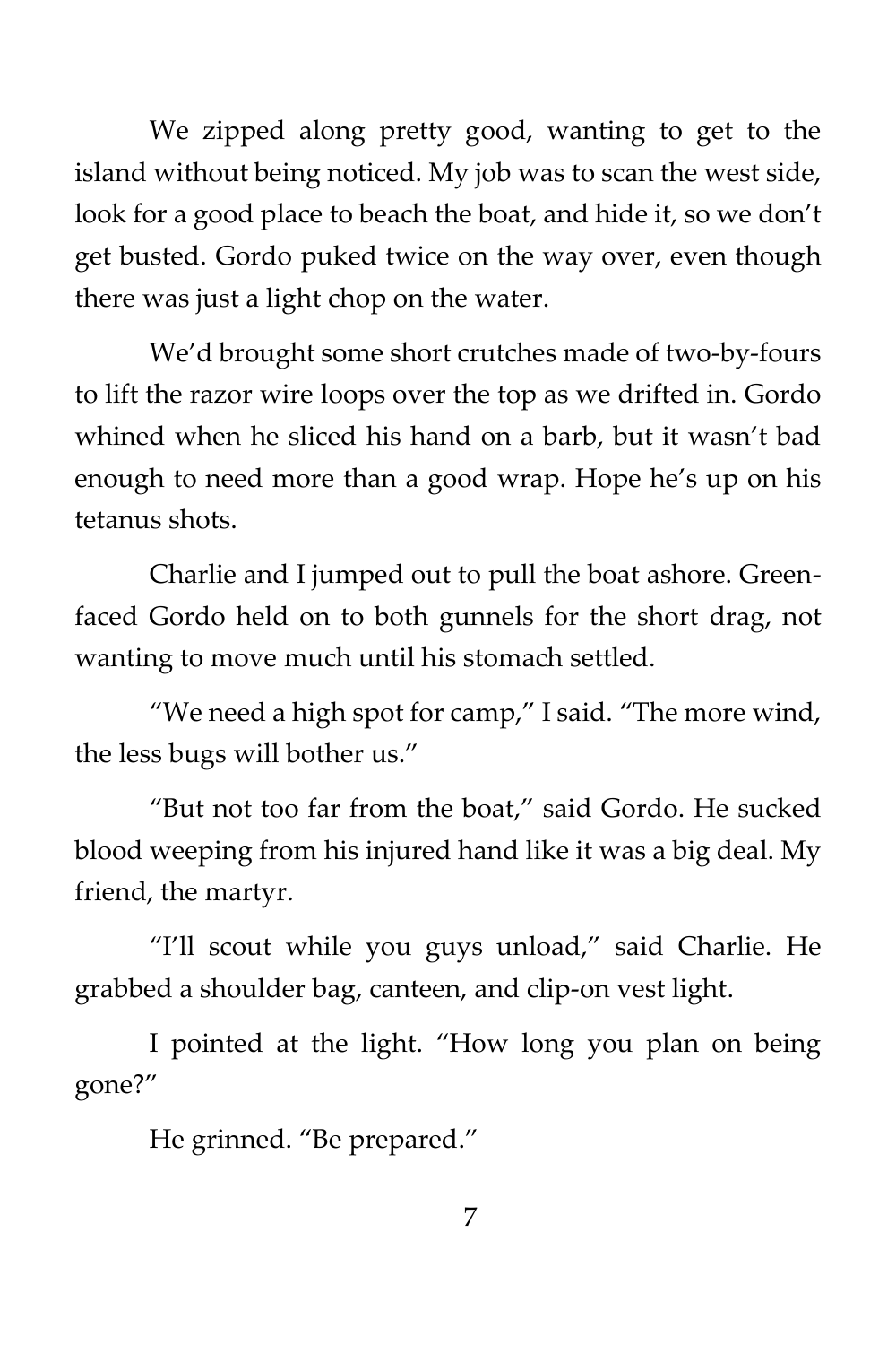We zipped along pretty good, wanting to get to the island without being noticed. My job was to scan the west side, look for a good place to beach the boat, and hide it, so we don't get busted. Gordo puked twice on the way over, even though there was just a light chop on the water.

We'd brought some short crutches made of two-by-fours to lift the razor wire loops over the top as we drifted in. Gordo whined when he sliced his hand on a barb, but it wasn't bad enough to need more than a good wrap. Hope he's up on his tetanus shots.

Charlie and I jumped out to pull the boat ashore. Green-faced Gordo held on to both gunnels for the short drag, not wanting to move much until his stomach settled.

"We need a high spot for camp," I said. "The more wind, the less bugs will bother us."

"But not too far from the boat," said Gordo. He sucked blood weeping from his injured hand like it was a big deal. My friend, the martyr.

"I'll scout while you guys unload," said Charlie. He grabbed a shoulder bag, canteen, and clip-on vest light.

I pointed at the light. "How long you plan on being gone?"

He grinned. "Be prepared."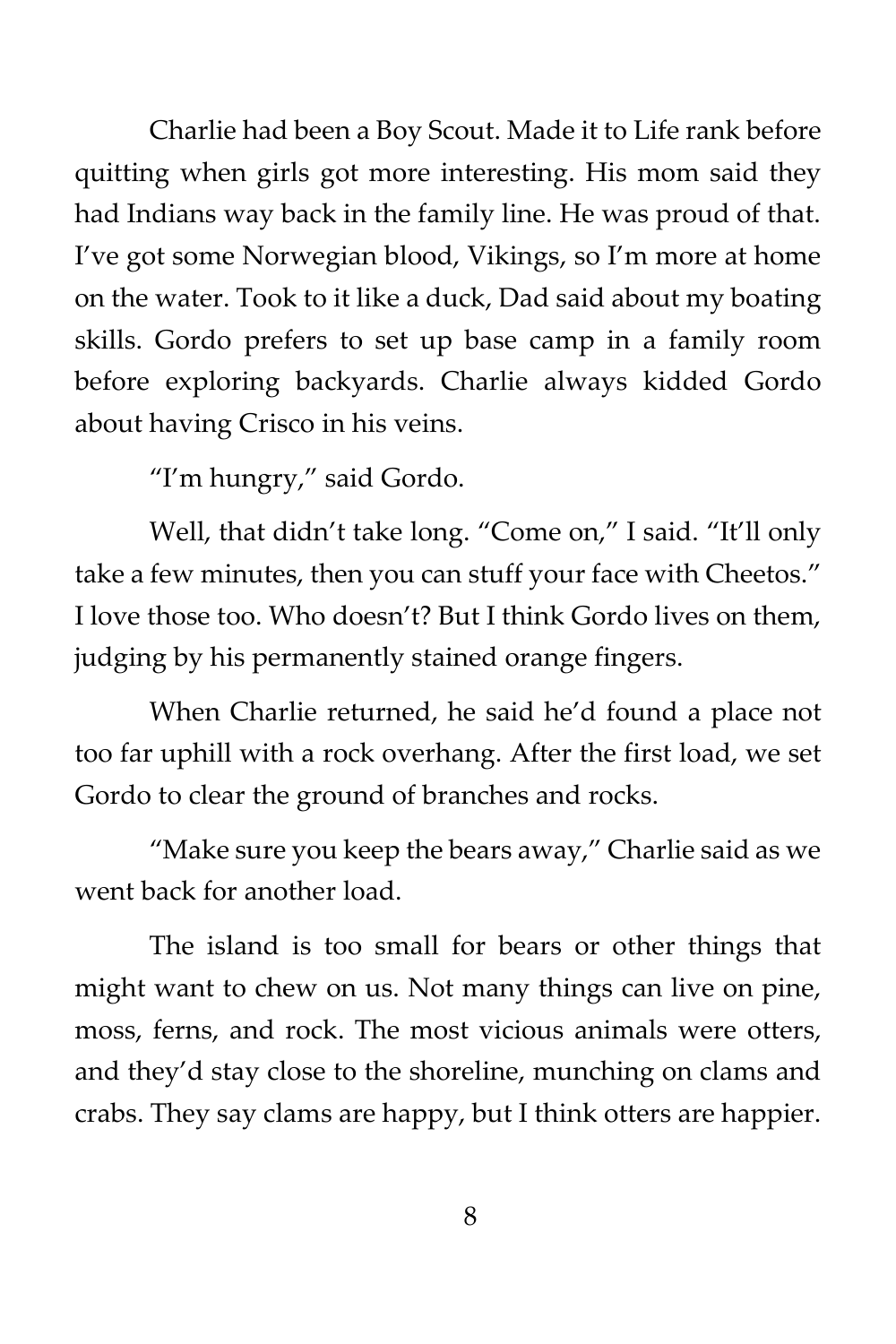Charlie had been a Boy Scout. Made it to Life rank before quitting when girls got more interesting. His mom said they had Indians way back in the family line. He was proud of that. I've got some Norwegian blood, Vikings, so I'm more at home on the water. Took to it like a duck, Dad said about my boating skills. Gordo prefers to set up base camp in a family room before exploring backyards. Charlie always kidded Gordo about having Crisco in his veins.

"I'm hungry," said Gordo.

Well, that didn't take long. "Come on," I said. "It'll only take a few minutes, then you can stuff your face with Cheetos." I love those too. Who doesn't? But I think Gordo lives on them, judging by his permanently stained orange fingers.

When Charlie returned, he said he'd found a place not too far uphill with a rock overhang. After the first load, we set Gordo to clear the ground of branches and rocks.

"Make sure you keep the bears away," Charlie said as we went back for another load.

The island is too small for bears or other things that might want to chew on us. Not many things can live on pine, moss, ferns, and rock. The most vicious animals were otters, and they'd stay close to the shoreline, munching on clams and crabs. They say clams are happy, but I think otters are happier.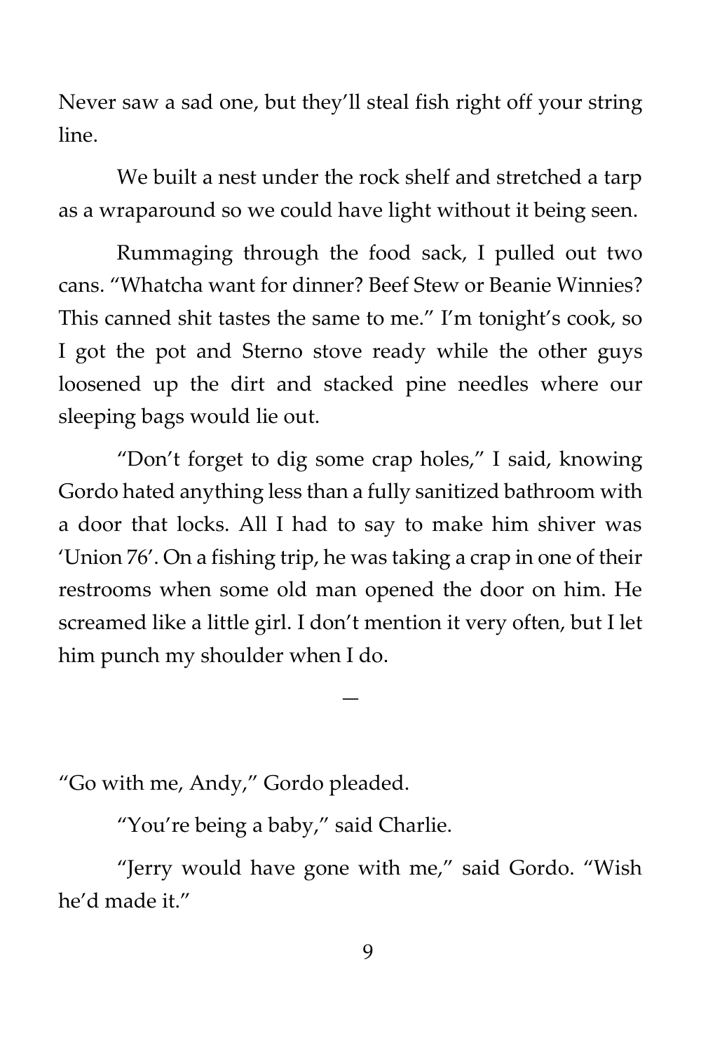Never saw a sad one, but they'll steal fish right off your string line.

We built a nest under the rock shelf and stretched a tarp as a wraparound so we could have light without it being seen.

Rummaging through the food sack, I pulled out two cans. "Whatcha want for dinner? Beef Stew or Beanie Winnies? This canned shit tastes the same to me." I'm tonight's cook, so I got the pot and Sterno stove ready while the other guys loosened up the dirt and stacked pine needles where our sleeping bags would lie out.

"Don't forget to dig some crap holes," I said, knowing Gordo hated anything less than a fully sanitized bathroom with a door that locks. All I had to say to make him shiver was 'Union 76'. On a fishing trip, he was taking a crap in one of their restrooms when some old man opened the door on him. He screamed like a little girl. I don't mention it very often, but I let him punch my shoulder when I do.

—

"Go with me, Andy," Gordo pleaded.

"You're being a baby," said Charlie.

"Jerry would have gone with me," said Gordo. "Wish he'd made it."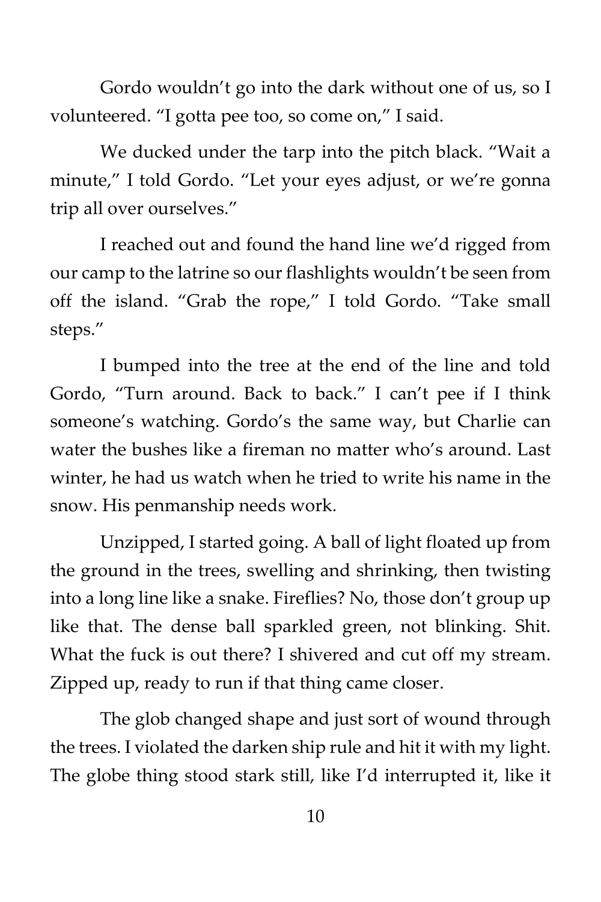Gordo wouldn't go into the dark without one of us, so I volunteered. "I gotta pee too, so come on," I said.

We ducked under the tarp into the pitch black. "Wait a minute," I told Gordo. "Let your eyes adjust, or we're gonna trip all over ourselves."

I reached out and found the hand line we'd rigged from our camp to the latrine so our flashlights wouldn't be seen from off the island. "Grab the rope," I told Gordo. "Take small steps."

I bumped into the tree at the end of the line and told Gordo, "Turn around. Back to back." I can't pee if I think someone's watching. Gordo's the same way, but Charlie can water the bushes like a fireman no matter who's around. Last winter, he had us watch when he tried to write his name in the snow. His penmanship needs work.

Unzipped, I started going. A ball of light floated up from the ground in the trees, swelling and shrinking, then twisting into a long line like a snake. Fireflies? No, those don't group up like that. The dense ball sparkled green, not blinking. Shit. What the fuck is out there? I shivered and cut off my stream. Zipped up, ready to run if that thing came closer.

The glob changed shape and just sort of wound through the trees. I violated the darken ship rule and hit it with my light. The globe thing stood stark still, like I'd interrupted it, like it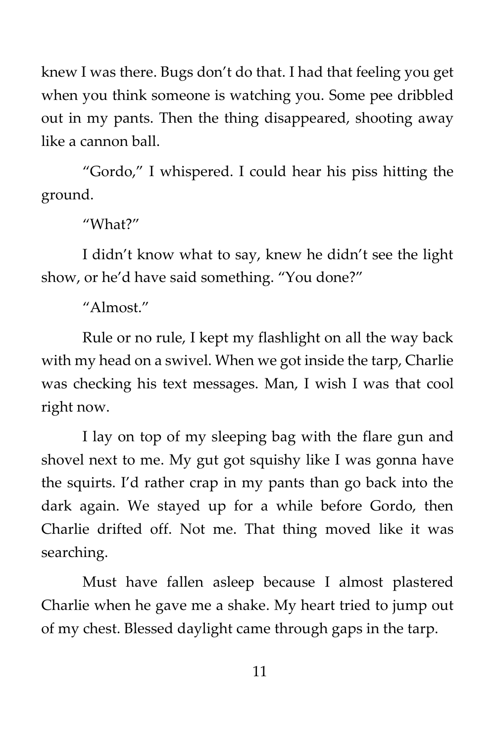knew I was there. Bugs don't do that. I had that feeling you get when you think someone is watching you. Some pee dribbled out in my pants. Then the thing disappeared, shooting away like a cannon ball.

"Gordo," I whispered. I could hear his piss hitting the ground.

"What?"

I didn't know what to say, knew he didn't see the light show, or he'd have said something. "You done?"

"Almost."

Rule or no rule, I kept my flashlight on all the way back with my head on a swivel. When we got inside the tarp, Charlie was checking his text messages. Man, I wish I was that cool right now.

I lay on top of my sleeping bag with the flare gun and shovel next to me. My gut got squishy like I was gonna have the squirts. I'd rather crap in my pants than go back into the dark again. We stayed up for a while before Gordo, then Charlie drifted off. Not me. That thing moved like it was searching.

Must have fallen asleep because I almost plastered Charlie when he gave me a shake. My heart tried to jump out of my chest. Blessed daylight came through gaps in the tarp.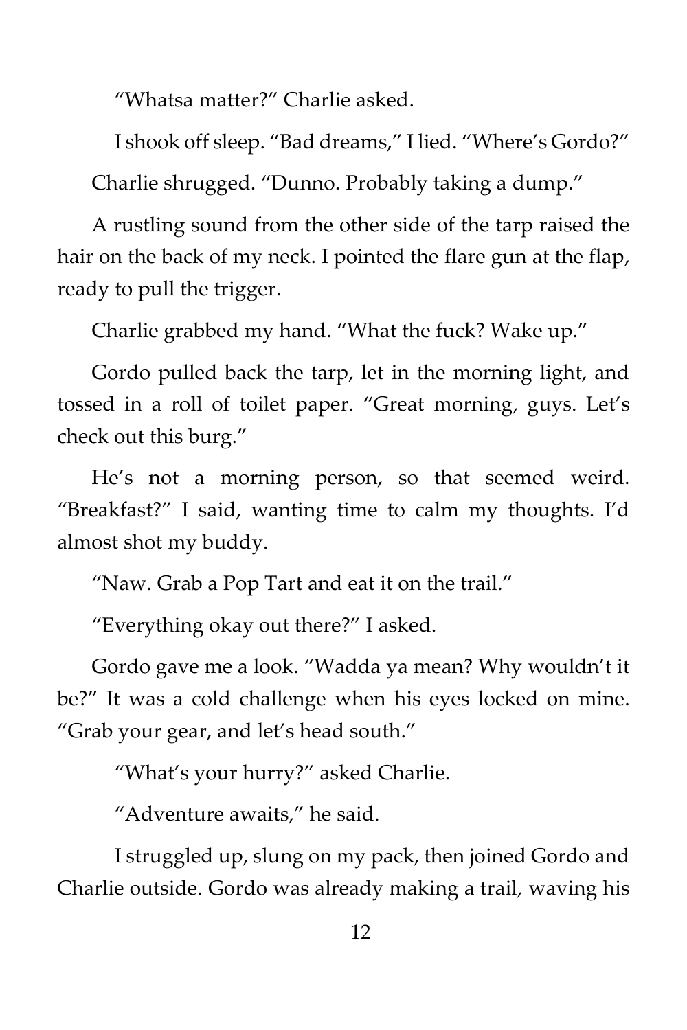"Whatsa matter?" Charlie asked.

I shook off sleep. "Bad dreams," I lied. "Where's Gordo?"

Charlie shrugged. "Dunno. Probably taking a dump."

A rustling sound from the other side of the tarp raised the hair on the back of my neck. I pointed the flare gun at the flap, ready to pull the trigger.

Charlie grabbed my hand. "What the fuck? Wake up."

Gordo pulled back the tarp, let in the morning light, and tossed in a roll of toilet paper. "Great morning, guys. Let's check out this burg."

He's not a morning person, so that seemed weird. "Breakfast?" I said, wanting time to calm my thoughts. I'd almost shot my buddy.

"Naw. Grab a Pop Tart and eat it on the trail."

"Everything okay out there?" I asked.

Gordo gave me a look. "Wadda ya mean? Why wouldn't it be?" It was a cold challenge when his eyes locked on mine. "Grab your gear, and let's head south."

"What's your hurry?" asked Charlie.

"Adventure awaits," he said.

I struggled up, slung on my pack, then joined Gordo and Charlie outside. Gordo was already making a trail, waving his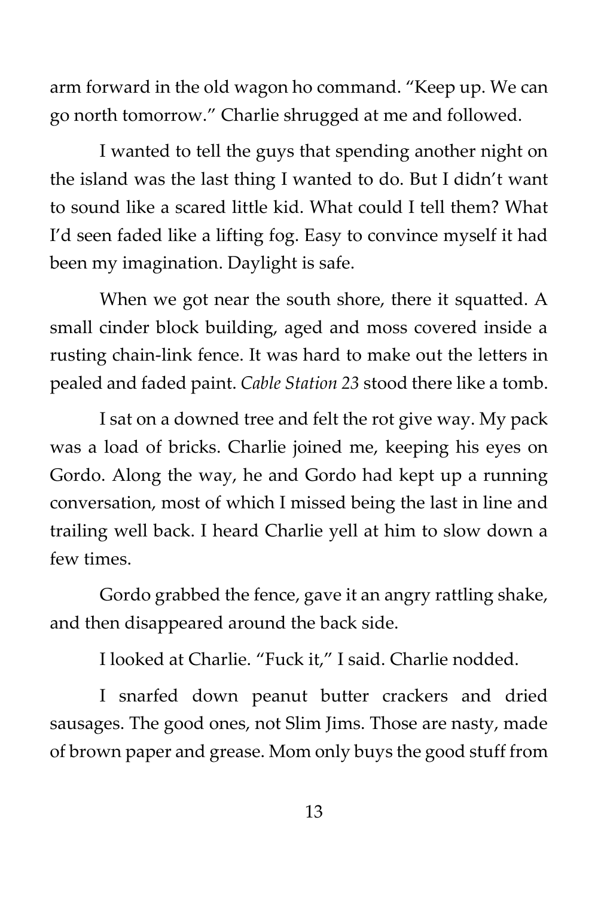arm forward in the old wagon ho command. "Keep up. We can go north tomorrow." Charlie shrugged at me and followed.

I wanted to tell the guys that spending another night on the island was the last thing I wanted to do. But I didn't want to sound like a scared little kid. What could I tell them? What I'd seen faded like a lifting fog. Easy to convince myself it had been my imagination. Daylight is safe.

When we got near the south shore, there it squatted. A small cinder block building, aged and moss covered inside a rusting chain-link fence. It was hard to make out the letters in pealed and faded paint. *Cable Station 23* stood there like a tomb.

I sat on a downed tree and felt the rot give way. My pack was a load of bricks. Charlie joined me, keeping his eyes on Gordo. Along the way, he and Gordo had kept up a running conversation, most of which I missed being the last in line and trailing well back. I heard Charlie yell at him to slow down a few times.

Gordo grabbed the fence, gave it an angry rattling shake, and then disappeared around the back side.

I looked at Charlie. "Fuck it," I said. Charlie nodded.

I snarfed down peanut butter crackers and dried sausages. The good ones, not Slim Jims. Those are nasty, made of brown paper and grease. Mom only buys the good stuff from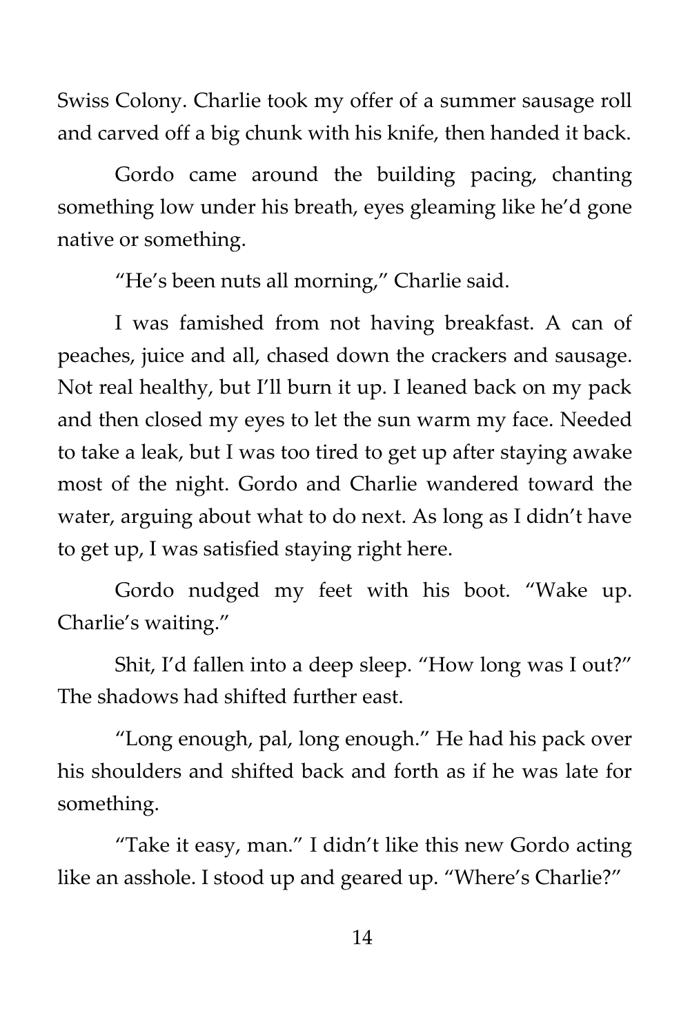Swiss Colony. Charlie took my offer of a summer sausage roll and carved off a big chunk with his knife, then handed it back.

Gordo came around the building pacing, chanting something low under his breath, eyes gleaming like he'd gone native or something.

"He's been nuts all morning," Charlie said.

I was famished from not having breakfast. A can of peaches, juice and all, chased down the crackers and sausage. Not real healthy, but I'll burn it up. I leaned back on my pack and then closed my eyes to let the sun warm my face. Needed to take a leak, but I was too tired to get up after staying awake most of the night. Gordo and Charlie wandered toward the water, arguing about what to do next. As long as I didn't have to get up, I was satisfied staying right here.

Gordo nudged my feet with his boot. "Wake up. Charlie's waiting."

Shit, I'd fallen into a deep sleep. "How long was I out?" The shadows had shifted further east.

"Long enough, pal, long enough." He had his pack over his shoulders and shifted back and forth as if he was late for something.

"Take it easy, man." I didn't like this new Gordo acting like an asshole. I stood up and geared up. "Where's Charlie?"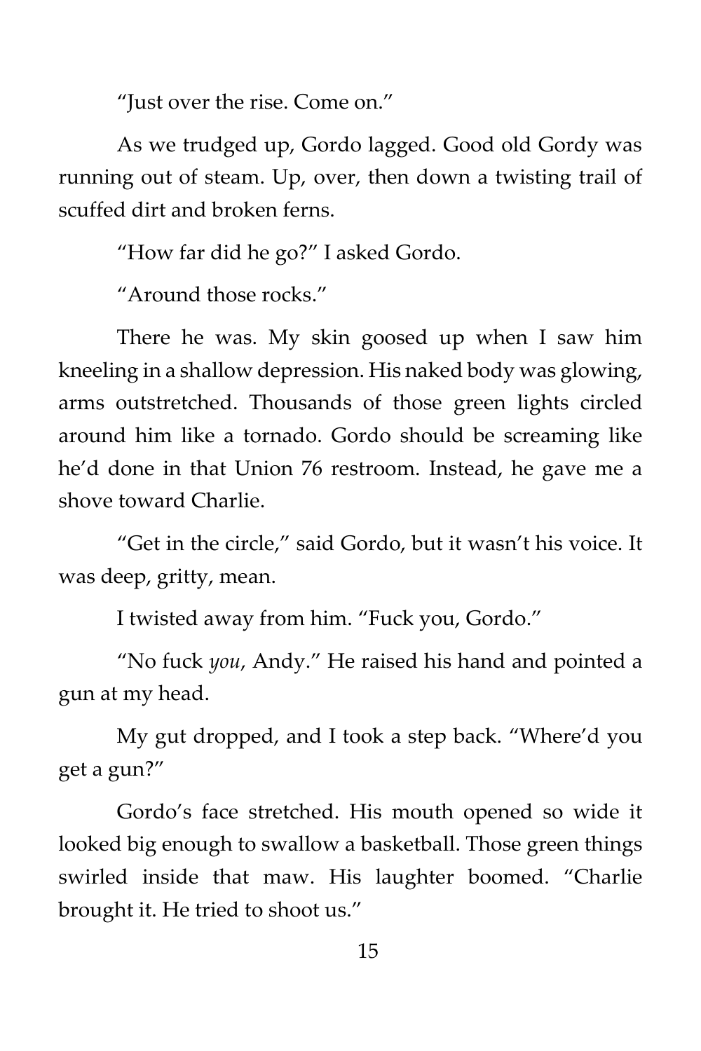"Just over the rise. Come on."

As we trudged up, Gordo lagged. Good old Gordy was running out of steam. Up, over, then down a twisting trail of scuffed dirt and broken ferns.

"How far did he go?" I asked Gordo.

"Around those rocks."

There he was. My skin goosed up when I saw him kneeling in a shallow depression. His naked body was glowing, arms outstretched. Thousands of those green lights circled around him like a tornado. Gordo should be screaming like he'd done in that Union 76 restroom. Instead, he gave me a shove toward Charlie.

"Get in the circle," said Gordo, but it wasn't his voice. It was deep, gritty, mean.

I twisted away from him. "Fuck you, Gordo."

"No fuck *you*, Andy." He raised his hand and pointed a gun at my head.

My gut dropped, and I took a step back. "Where'd you get a gun?"

Gordo's face stretched. His mouth opened so wide it looked big enough to swallow a basketball. Those green things swirled inside that maw. His laughter boomed. "Charlie brought it. He tried to shoot us."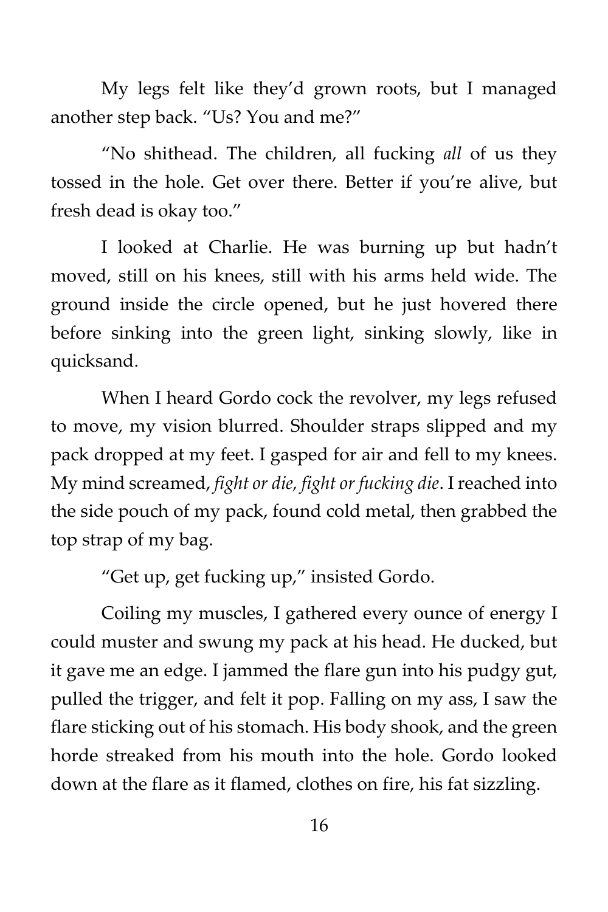My legs felt like they'd grown roots, but I managed another step back. "Us? You and me?"

"No shithead. The children, all fucking *all* of us they tossed in the hole. Get over there. Better if you're alive, but fresh dead is okay too."

I looked at Charlie. He was burning up but hadn't moved, still on his knees, still with his arms held wide. The ground inside the circle opened, but he just hovered there before sinking into the green light, sinking slowly, like in quicksand.

When I heard Gordo cock the revolver, my legs refused to move, my vision blurred. Shoulder straps slipped and my pack dropped at my feet. I gasped for air and fell to my knees. My mind screamed, *fight or die, fight or fucking die*. I reached into the side pouch of my pack, found cold metal, then grabbed the top strap of my bag.

"Get up, get fucking up," insisted Gordo.

Coiling my muscles, I gathered every ounce of energy I could muster and swung my pack at his head. He ducked, but it gave me an edge. I jammed the flare gun into his pudgy gut, pulled the trigger, and felt it pop. Falling on my ass, I saw the flare sticking out of his stomach. His body shook, and the green horde streaked from his mouth into the hole. Gordo looked down at the flare as it flamed, clothes on fire, his fat sizzling.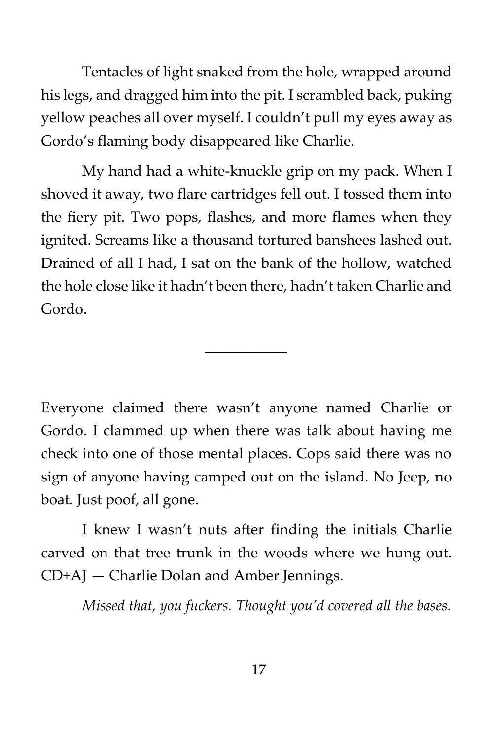Tentacles of light snaked from the hole, wrapped around his legs, and dragged him into the pit. I scrambled back, puking yellow peaches all over myself. I couldn't pull my eyes away as Gordo's flaming body disappeared like Charlie.

My hand had a white-knuckle grip on my pack. When I shoved it away, two flare cartridges fell out. I tossed them into the fiery pit. Two pops, flashes, and more flames when they ignited. Screams like a thousand tortured banshees lashed out. Drained of all I had, I sat on the bank of the hollow, watched the hole close like it hadn't been there, hadn't taken Charlie and Gordo.

---

Everyone claimed there wasn't anyone named Charlie or Gordo. I clammed up when there was talk about having me check into one of those mental places. Cops said there was no sign of anyone having camped out on the island. No Jeep, no boat. Just poof, all gone.

I knew I wasn't nuts after finding the initials Charlie carved on that tree trunk in the woods where we hung out. CD+AJ — Charlie Dolan and Amber Jennings.

*Missed that, you fuckers. Thought you'd covered all the bases.*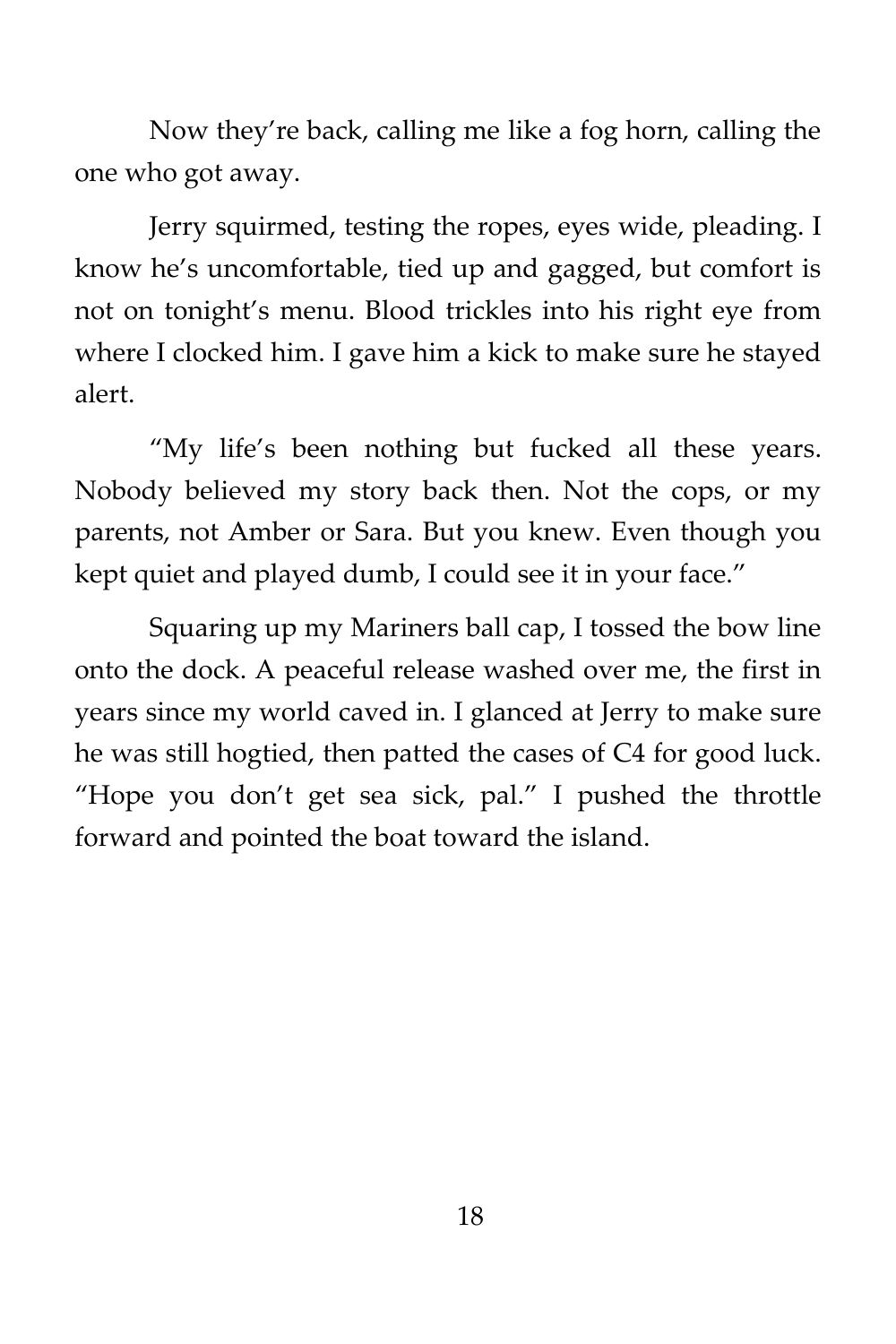Now they're back, calling me like a fog horn, calling the one who got away.

Jerry squirmed, testing the ropes, eyes wide, pleading. I know he's uncomfortable, tied up and gagged, but comfort is not on tonight's menu. Blood trickles into his right eye from where I clocked him. I gave him a kick to make sure he stayed alert.

"My life's been nothing but fucked all these years. Nobody believed my story back then. Not the cops, or my parents, not Amber or Sara. But you knew. Even though you kept quiet and played dumb, I could see it in your face."

Squaring up my Mariners ball cap, I tossed the bow line onto the dock. A peaceful release washed over me, the first in years since my world caved in. I glanced at Jerry to make sure he was still hogtied, then patted the cases of C4 for good luck. "Hope you don't get sea sick, pal." I pushed the throttle forward and pointed the boat toward the island.